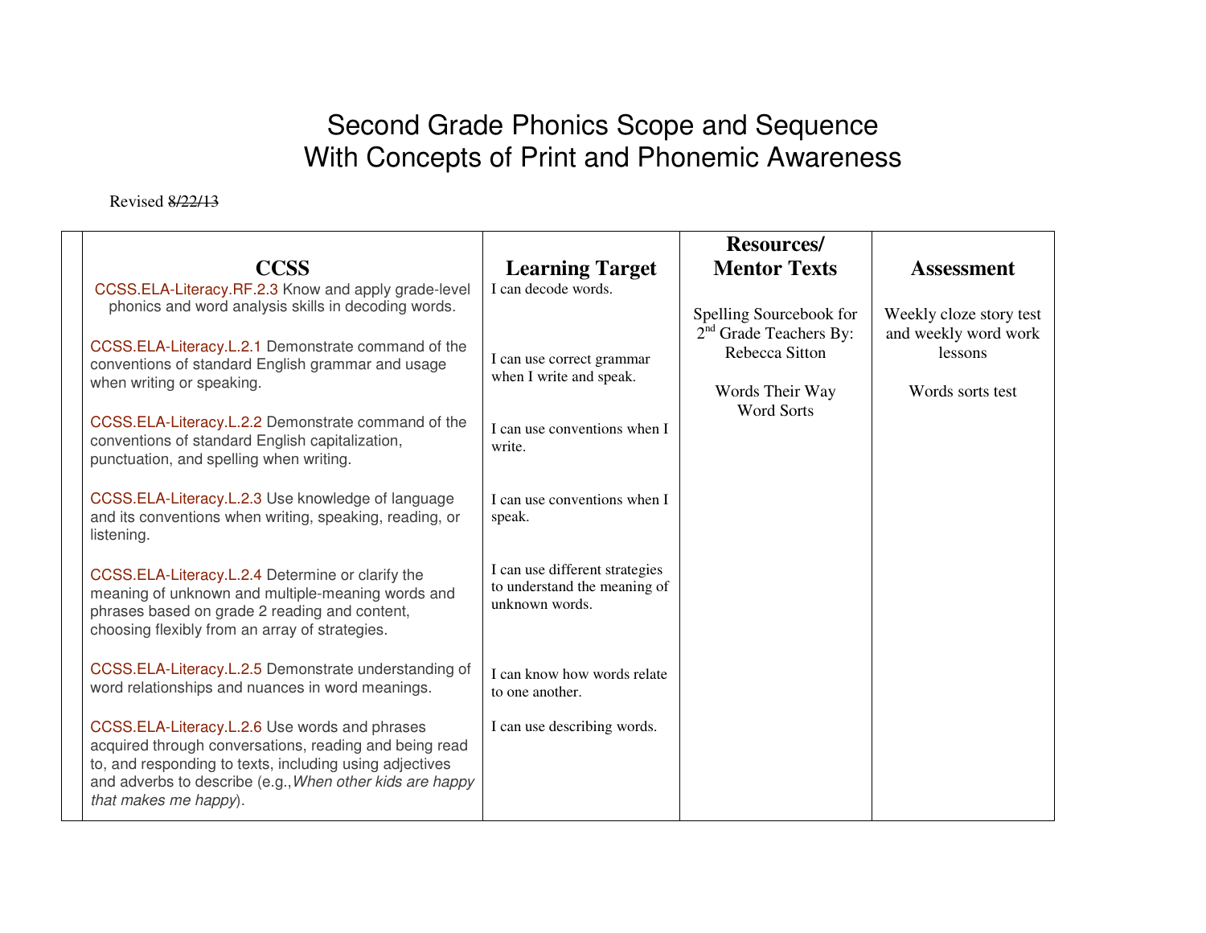# Second Grade Phonics Scope and Sequence
# With Concepts of Print and Phonemic Awareness

Revised ~~8/22/13~~

| | CCSS | Learning Target | Resources/ Mentor Texts | Assessment |
|---|---|---|---|---|
| | CCSS.ELA-Literacy.RF.2.3 Know and apply grade-level phonics and word analysis skills in decoding words. | I can decode words. | Spelling Sourcebook for 2[nd] Grade Teachers By: Rebecca Sitton<br><br>Words Their Way Word Sorts | Weekly cloze story test and weekly word work lessons<br><br>Words sorts test |
| | CCSS.ELA-Literacy.L.2.1 Demonstrate command of the conventions of standard English grammar and usage when writing or speaking. | I can use correct grammar when I write and speak. | | |
| | CCSS.ELA-Literacy.L.2.2 Demonstrate command of the conventions of standard English capitalization, punctuation, and spelling when writing. | I can use conventions when I write. | | |
| | CCSS.ELA-Literacy.L.2.3 Use knowledge of language and its conventions when writing, speaking, reading, or listening. | I can use conventions when I speak. | | |
| | CCSS.ELA-Literacy.L.2.4 Determine or clarify the meaning of unknown and multiple-meaning words and phrases based on grade 2 reading and content, choosing flexibly from an array of strategies. | I can use different strategies to understand the meaning of unknown words. | | |
| | CCSS.ELA-Literacy.L.2.5 Demonstrate understanding of word relationships and nuances in word meanings. | I can know how words relate to one another. | | |
| | CCSS.ELA-Literacy.L.2.6 Use words and phrases acquired through conversations, reading and being read to, and responding to texts, including using adjectives and adverbs to describe (e.g.,*When other kids are happy that makes me happy*). | I can use describing words. | | |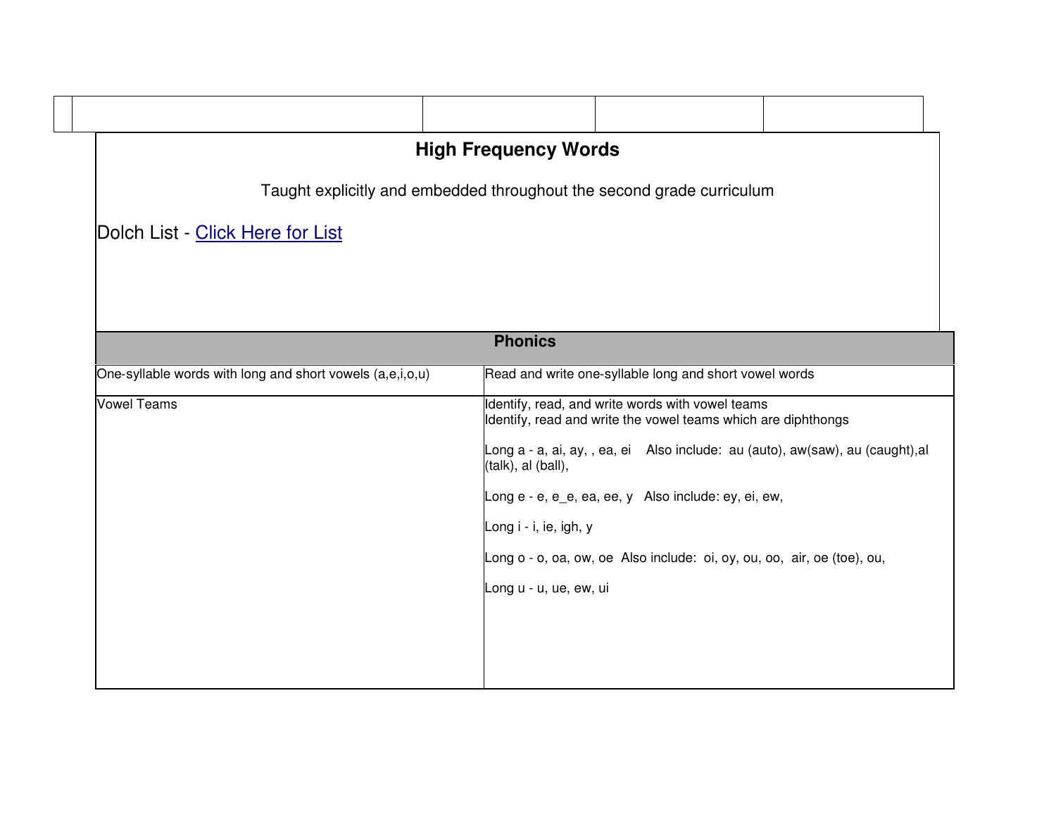## High Frequency Words

Taught explicitly and embedded throughout the second grade curriculum

Dolch List - [Click Here for List]

## Phonics

| | |
|---|---|
| One-syllable words with long and short vowels (a,e,i,o,u) | Read and write one-syllable long and short vowel words |
| Vowel Teams | Identify, read, and write words with vowel teams<br>Identify, read and write the vowel teams which are diphthongs<br><br>Long a - a, ai, ay, , ea, ei    Also include:  au (auto), aw(saw), au (caught),al (talk), al (ball),<br><br>Long e - e, e_e, ea, ee, y   Also include: ey, ei, ew,<br><br>Long i - i, ie, igh, y<br><br>Long o - o, oa, ow, oe  Also include:  oi, oy, ou, oo,  air, oe (toe), ou,<br><br>Long u - u, ue, ew, ui |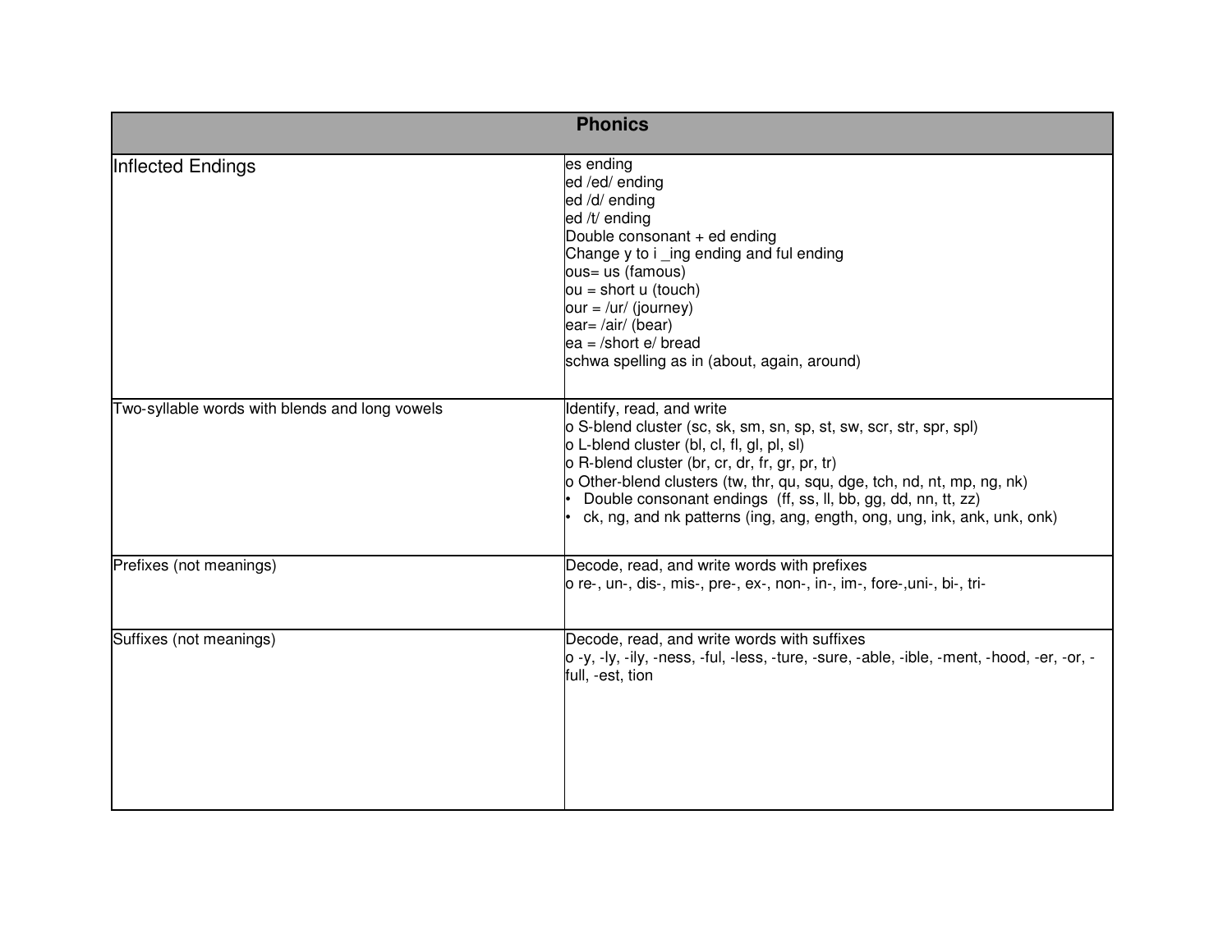| Phonics | |
|---|---|
| Inflected Endings | es ending<br>ed /ed/ ending<br>ed /d/ ending<br>ed /t/ ending<br>Double consonant + ed ending<br>Change y to i _ing ending and ful ending<br>ous= us (famous)<br>ou = short u (touch)<br>our = /ur/ (journey)<br>ear= /air/ (bear)<br>ea = /short e/ bread<br>schwa spelling as in (about, again, around) |
| Two-syllable words with blends and long vowels | Identify, read, and write<br>o S-blend cluster (sc, sk, sm, sn, sp, st, sw, scr, str, spr, spl)<br>o L-blend cluster (bl, cl, fl, gl, pl, sl)<br>o R-blend cluster (br, cr, dr, fr, gr, pr, tr)<br>o Other-blend clusters (tw, thr, qu, squ, dge, tch, nd, nt, mp, ng, nk)<br>• Double consonant endings (ff, ss, ll, bb, gg, dd, nn, tt, zz)<br>• ck, ng, and nk patterns (ing, ang, ength, ong, ung, ink, ank, unk, onk) |
| Prefixes (not meanings) | Decode, read, and write words with prefixes<br>o re-, un-, dis-, mis-, pre-, ex-, non-, in-, im-, fore-,uni-, bi-, tri- |
| Suffixes (not meanings) | Decode, read, and write words with suffixes<br>o -y, -ly, -ily, -ness, -ful, -less, -ture, -sure, -able, -ible, -ment, -hood, -er, -or, -full, -est, tion |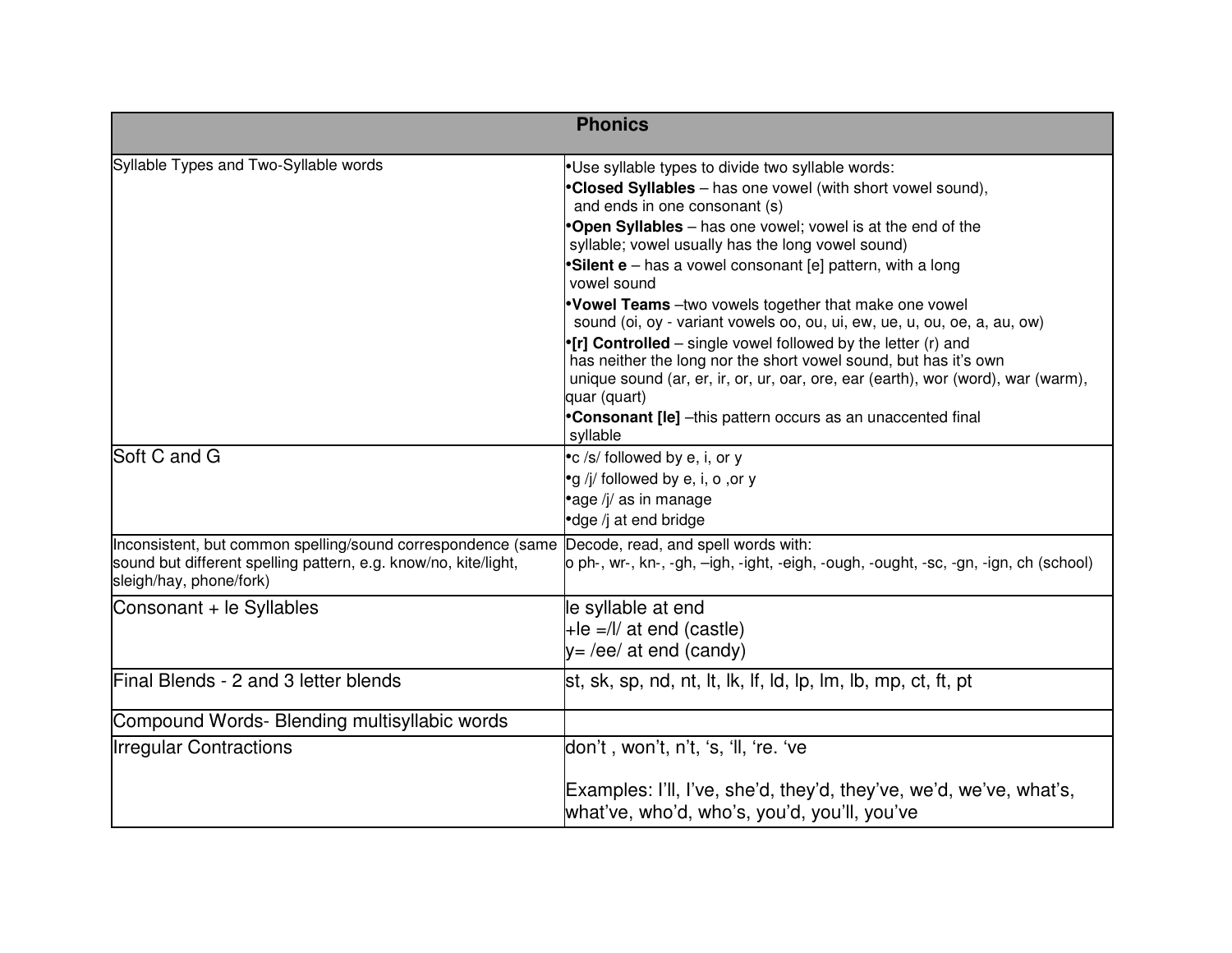| Phonics | |
|---|---|
| Syllable Types and Two-Syllable words | •Use syllable types to divide two syllable words:<br>•**Closed Syllables** – has one vowel (with short vowel sound), and ends in one consonant (s)<br>•**Open Syllables** – has one vowel; vowel is at the end of the syllable; vowel usually has the long vowel sound)<br>•**Silent e** – has a vowel consonant [e] pattern, with a long vowel sound<br>•**Vowel Teams** –two vowels together that make one vowel sound (oi, oy - variant vowels oo, ou, ui, ew, ue, u, ou, oe, a, au, ow)<br>•**[r] Controlled** – single vowel followed by the letter (r) and has neither the long nor the short vowel sound, but has it's own unique sound (ar, er, ir, or, ur, oar, ore, ear (earth), wor (word), war (warm), quar (quart)<br>•**Consonant [le]** –this pattern occurs as an unaccented final syllable |
| Soft C and G | •c /s/ followed by e, i, or y<br>•g /j/ followed by e, i, o ,or y<br>•age /j/ as in manage<br>•dge /j at end bridge |
| Inconsistent, but common spelling/sound correspondence (same sound but different spelling pattern, e.g. know/no, kite/light, sleigh/hay, phone/fork) | Decode, read, and spell words with:<br>o ph-, wr-, kn-, -gh, –igh, -ight, -eigh, -ough, -ought, -sc, -gn, -ign, ch (school) |
| Consonant + le Syllables | le syllable at end<br>+le =/l/ at end (castle)<br>y= /ee/ at end (candy) |
| Final Blends - 2 and 3 letter blends | st, sk, sp, nd, nt, lt, lk, lf, ld, lp, lm, lb, mp, ct, ft, pt |
| Compound Words- Blending multisyllabic words | |
| Irregular Contractions | don't , won't, n't, 's, 'll, 're. 've<br><br>Examples: I'll, I've, she'd, they'd, they've, we'd, we've, what's, what've, who'd, who's, you'd, you'll, you've |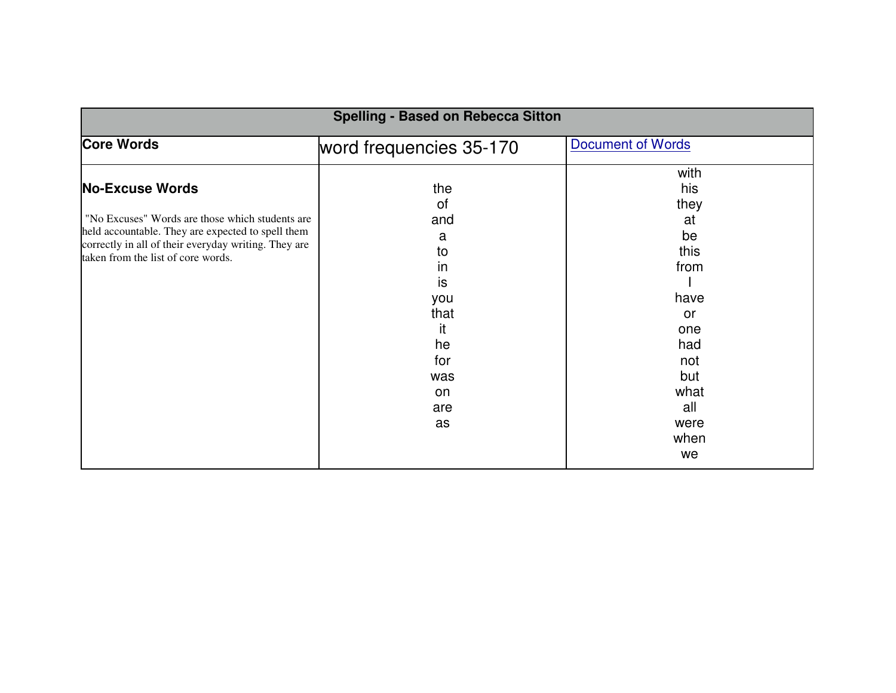| Spelling - Based on Rebecca Sitton | | |
|---|---|---|
| **Core Words** | word frequencies 35-170 | Document of Words |
| **No-Excuse Words**<br><br>"No Excuses" Words are those which students are held accountable. They are expected to spell them correctly in all of their everyday writing. They are taken from the list of core words. | the<br>of<br>and<br>a<br>to<br>in<br>is<br>you<br>that<br>it<br>he<br>for<br>was<br>on<br>are<br>as | with<br>his<br>they<br>at<br>be<br>this<br>from<br>I<br>have<br>or<br>one<br>had<br>not<br>but<br>what<br>all<br>were<br>when<br>we |